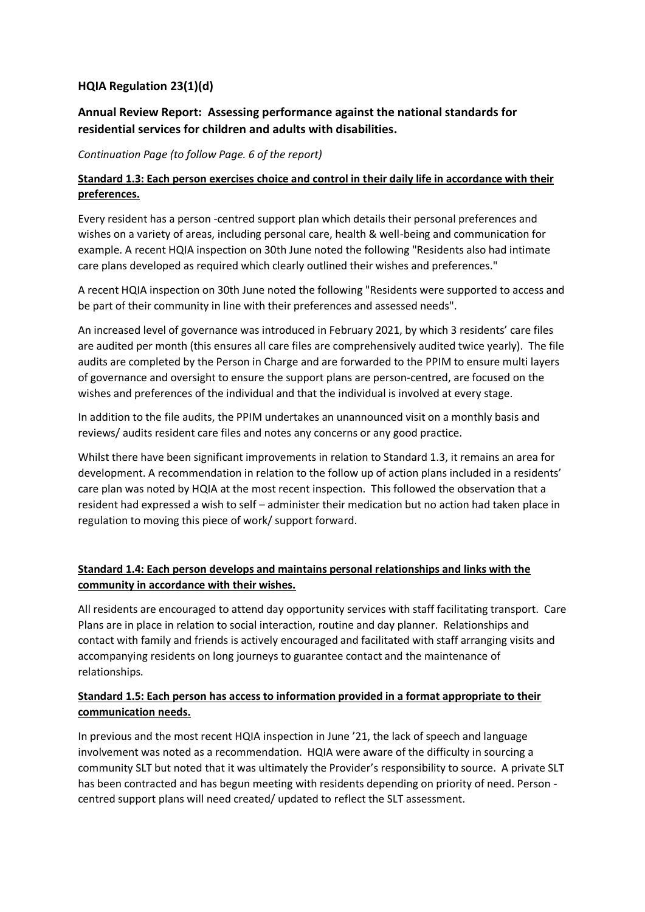## HQIA Regulation 23(1)(d)

## Annual Review Report: Assessing performance against the national standards for residential services for children and adults with disabilities.

*Continuation Page (to follow Page. 6 of the report)*

**Standard 1.3: Each person exercises choice and control in their daily life in accordance with their preferences.**

Every resident has a person -centred support plan which details their personal preferences and wishes on a variety of areas, including personal care, health & well-being and communication for example. A recent HQIA inspection on 30th June noted the following "Residents also had intimate care plans developed as required which clearly outlined their wishes and preferences."

A recent HQIA inspection on 30th June noted the following "Residents were supported to access and be part of their community in line with their preferences and assessed needs".

An increased level of governance was introduced in February 2021, by which 3 residents' care files are audited per month (this ensures all care files are comprehensively audited twice yearly). The file audits are completed by the Person in Charge and are forwarded to the PPIM to ensure multi layers of governance and oversight to ensure the support plans are person-centred, are focused on the wishes and preferences of the individual and that the individual is involved at every stage.

In addition to the file audits, the PPIM undertakes an unannounced visit on a monthly basis and reviews/ audits resident care files and notes any concerns or any good practice.

Whilst there have been significant improvements in relation to Standard 1.3, it remains an area for development. A recommendation in relation to the follow up of action plans included in a residents' care plan was noted by HQIA at the most recent inspection. This followed the observation that a resident had expressed a wish to self – administer their medication but no action had taken place in regulation to moving this piece of work/ support forward.

**Standard 1.4: Each person develops and maintains personal relationships and links with the community in accordance with their wishes.**

All residents are encouraged to attend day opportunity services with staff facilitating transport. Care Plans are in place in relation to social interaction, routine and day planner. Relationships and contact with family and friends is actively encouraged and facilitated with staff arranging visits and accompanying residents on long journeys to guarantee contact and the maintenance of relationships.

**Standard 1.5: Each person has access to information provided in a format appropriate to their communication needs.**

In previous and the most recent HQIA inspection in June '21, the lack of speech and language involvement was noted as a recommendation. HQIA were aware of the difficulty in sourcing a community SLT but noted that it was ultimately the Provider's responsibility to source. A private SLT has been contracted and has begun meeting with residents depending on priority of need. Person - centred support plans will need created/ updated to reflect the SLT assessment.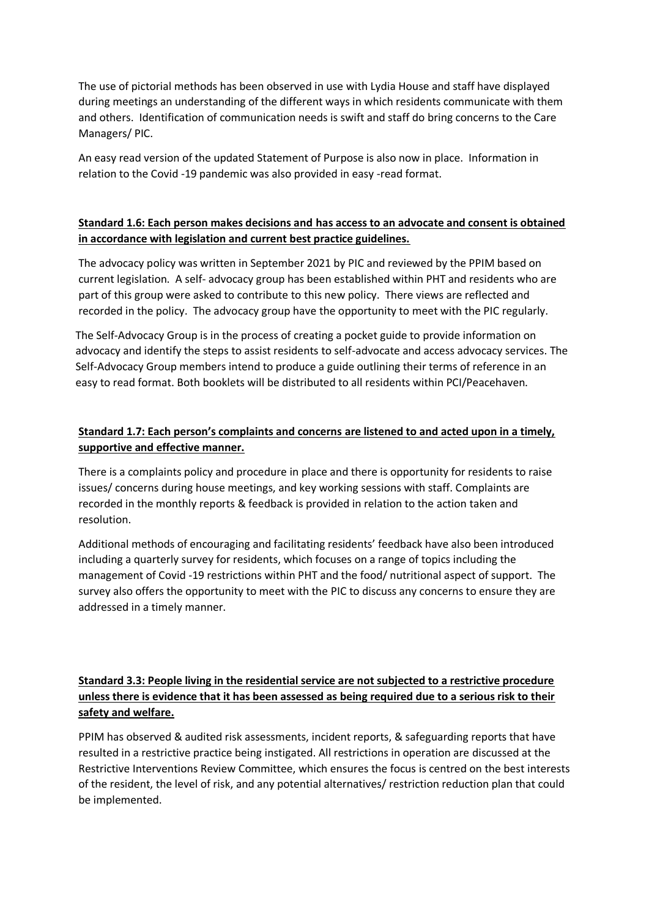The use of pictorial methods has been observed in use with Lydia House and staff have displayed during meetings an understanding of the different ways in which residents communicate with them and others. Identification of communication needs is swift and staff do bring concerns to the Care Managers/ PIC.

An easy read version of the updated Statement of Purpose is also now in place. Information in relation to the Covid -19 pandemic was also provided in easy -read format.

**Standard 1.6: Each person makes decisions and has access to an advocate and consent is obtained in accordance with legislation and current best practice guidelines.**

The advocacy policy was written in September 2021 by PIC and reviewed by the PPIM based on current legislation. A self- advocacy group has been established within PHT and residents who are part of this group were asked to contribute to this new policy. There views are reflected and recorded in the policy. The advocacy group have the opportunity to meet with the PIC regularly.

The Self-Advocacy Group is in the process of creating a pocket guide to provide information on advocacy and identify the steps to assist residents to self-advocate and access advocacy services. The Self-Advocacy Group members intend to produce a guide outlining their terms of reference in an easy to read format. Both booklets will be distributed to all residents within PCI/Peacehaven.

**Standard 1.7: Each person's complaints and concerns are listened to and acted upon in a timely, supportive and effective manner.**

There is a complaints policy and procedure in place and there is opportunity for residents to raise issues/ concerns during house meetings, and key working sessions with staff. Complaints are recorded in the monthly reports & feedback is provided in relation to the action taken and resolution.

Additional methods of encouraging and facilitating residents' feedback have also been introduced including a quarterly survey for residents, which focuses on a range of topics including the management of Covid -19 restrictions within PHT and the food/ nutritional aspect of support. The survey also offers the opportunity to meet with the PIC to discuss any concerns to ensure they are addressed in a timely manner.

**Standard 3.3: People living in the residential service are not subjected to a restrictive procedure unless there is evidence that it has been assessed as being required due to a serious risk to their safety and welfare.**

PPIM has observed & audited risk assessments, incident reports, & safeguarding reports that have resulted in a restrictive practice being instigated. All restrictions in operation are discussed at the Restrictive Interventions Review Committee, which ensures the focus is centred on the best interests of the resident, the level of risk, and any potential alternatives/ restriction reduction plan that could be implemented.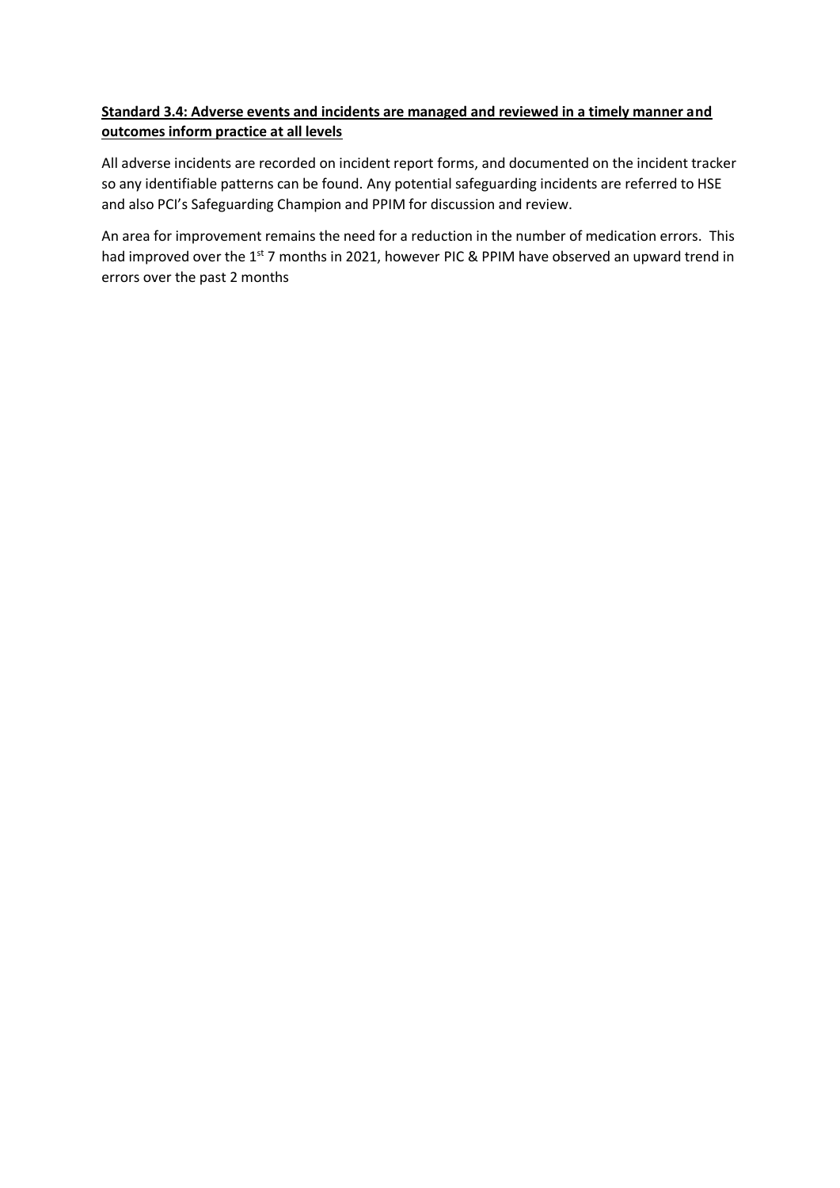**Standard 3.4: Adverse events and incidents are managed and reviewed in a timely manner and outcomes inform practice at all levels**

All adverse incidents are recorded on incident report forms, and documented on the incident tracker so any identifiable patterns can be found. Any potential safeguarding incidents are referred to HSE and also PCI's Safeguarding Champion and PPIM for discussion and review.

An area for improvement remains the need for a reduction in the number of medication errors. This had improved over the 1st 7 months in 2021, however PIC & PPIM have observed an upward trend in errors over the past 2 months